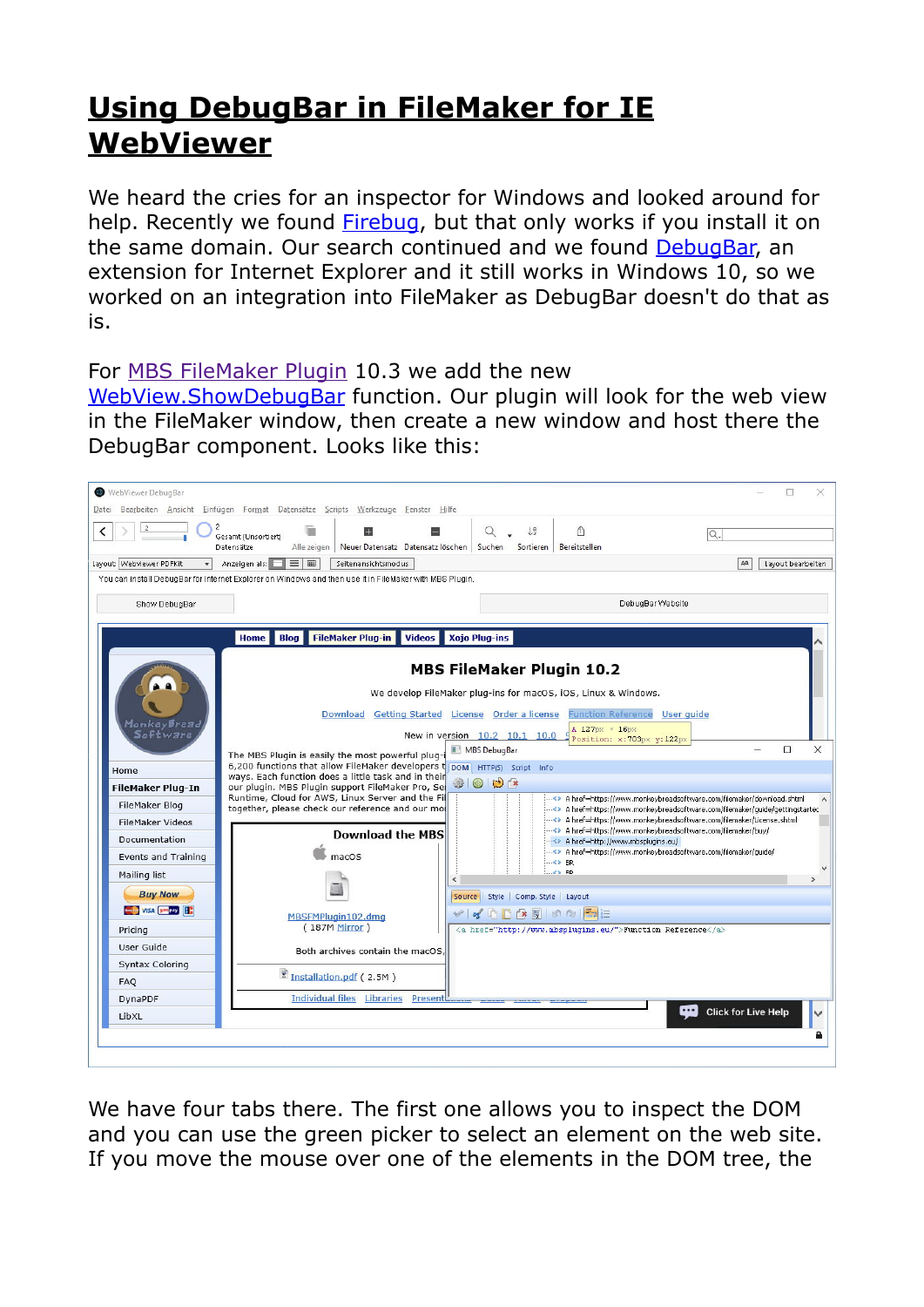# Using DebugBar in FileMaker for IE WebViewer

We heard the cries for an inspector for Windows and looked around for help. Recently we found Firebug, but that only works if you install it on the same domain. Our search continued and we found DebugBar, an extension for Internet Explorer and it still works in Windows 10, so we worked on an integration into FileMaker as DebugBar doesn't do that as is.

For MBS FileMaker Plugin 10.3 we add the new WebView.ShowDebugBar function. Our plugin will look for the web view in the FileMaker window, then create a new window and host there the DebugBar component. Looks like this:

We have four tabs there. The first one allows you to inspect the DOM and you can use the green picker to select an element on the web site. If you move the mouse over one of the elements in the DOM tree, the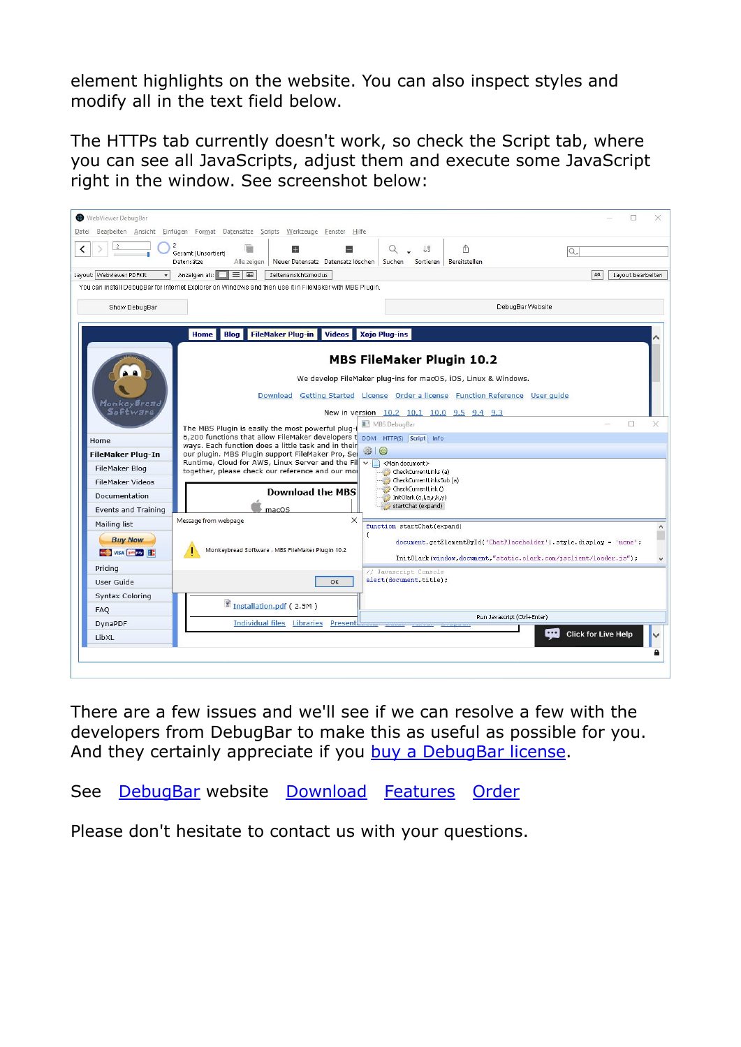element highlights on the website. You can also inspect styles and modify all in the text field below.

The HTTPs tab currently doesn't work, so check the Script tab, where you can see all JavaScripts, adjust them and execute some JavaScript right in the window. See screenshot below:

There are a few issues and we'll see if we can resolve a few with the developers from DebugBar to make this as useful as possible for you. And they certainly appreciate if you buy a DebugBar license.

See DebugBar website Download Features Order

Please don't hesitate to contact us with your questions.